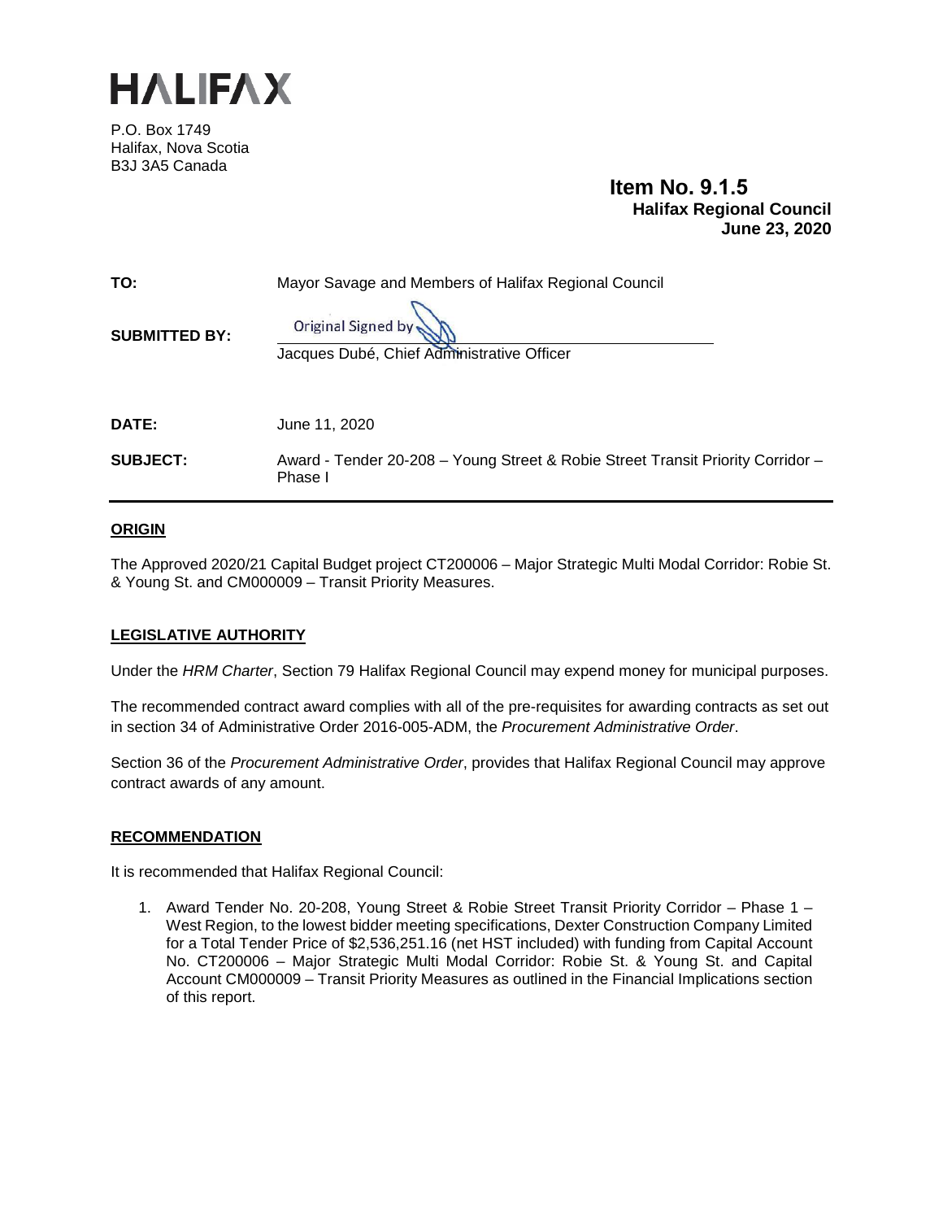# HALIFAX

P.O. Box 1749
Halifax, Nova Scotia
B3J 3A5 Canada

**Item No. 9.1.5**
**Halifax Regional Council**
**June 23, 2020**

| | |
|---|---|
| **TO:** | Mayor Savage and Members of Halifax Regional Council |
| **SUBMITTED BY:** | Original Signed by<br>Jacques Dubé, Chief Administrative Officer |
| **DATE:** | June 11, 2020 |
| **SUBJECT:** | Award - Tender 20-208 – Young Street & Robie Street Transit Priority Corridor – Phase I |

## ORIGIN

The Approved 2020/21 Capital Budget project CT200006 – Major Strategic Multi Modal Corridor: Robie St. & Young St. and CM000009 – Transit Priority Measures.

## LEGISLATIVE AUTHORITY

Under the *HRM Charter*, Section 79 Halifax Regional Council may expend money for municipal purposes.

The recommended contract award complies with all of the pre-requisites for awarding contracts as set out in section 34 of Administrative Order 2016-005-ADM, the *Procurement Administrative Order*.

Section 36 of the *Procurement Administrative Order*, provides that Halifax Regional Council may approve contract awards of any amount.

## RECOMMENDATION

It is recommended that Halifax Regional Council:

1. Award Tender No. 20-208, Young Street & Robie Street Transit Priority Corridor – Phase 1 – West Region, to the lowest bidder meeting specifications, Dexter Construction Company Limited for a Total Tender Price of $2,536,251.16 (net HST included) with funding from Capital Account No. CT200006 – Major Strategic Multi Modal Corridor: Robie St. & Young St. and Capital Account CM000009 – Transit Priority Measures as outlined in the Financial Implications section of this report.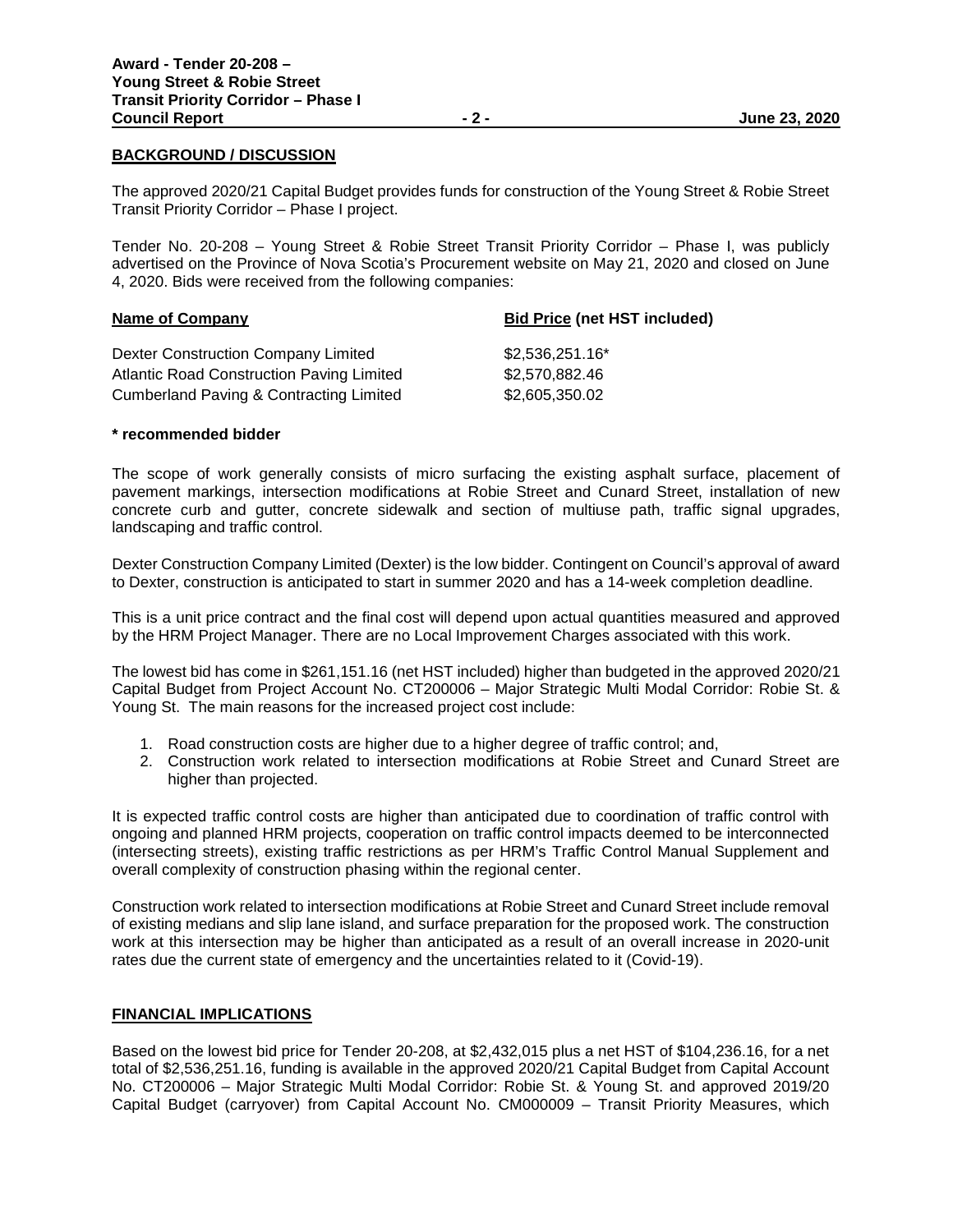## BACKGROUND / DISCUSSION

The approved 2020/21 Capital Budget provides funds for construction of the Young Street & Robie Street Transit Priority Corridor – Phase I project.

Tender No. 20-208 – Young Street & Robie Street Transit Priority Corridor – Phase I, was publicly advertised on the Province of Nova Scotia's Procurement website on May 21, 2020 and closed on June 4, 2020. Bids were received from the following companies:

| **Name of Company** | **Bid Price (net HST included)** |
|---|---|
| Dexter Construction Company Limited | $2,536,251.16* |
| Atlantic Road Construction Paving Limited | $2,570,882.46 |
| Cumberland Paving & Contracting Limited | $2,605,350.02 |

**\* recommended bidder**

The scope of work generally consists of micro surfacing the existing asphalt surface, placement of pavement markings, intersection modifications at Robie Street and Cunard Street, installation of new concrete curb and gutter, concrete sidewalk and section of multiuse path, traffic signal upgrades, landscaping and traffic control.

Dexter Construction Company Limited (Dexter) is the low bidder. Contingent on Council's approval of award to Dexter, construction is anticipated to start in summer 2020 and has a 14-week completion deadline.

This is a unit price contract and the final cost will depend upon actual quantities measured and approved by the HRM Project Manager. There are no Local Improvement Charges associated with this work.

The lowest bid has come in $261,151.16 (net HST included) higher than budgeted in the approved 2020/21 Capital Budget from Project Account No. CT200006 – Major Strategic Multi Modal Corridor: Robie St. & Young St. The main reasons for the increased project cost include:

1. Road construction costs are higher due to a higher degree of traffic control; and,
2. Construction work related to intersection modifications at Robie Street and Cunard Street are higher than projected.

It is expected traffic control costs are higher than anticipated due to coordination of traffic control with ongoing and planned HRM projects, cooperation on traffic control impacts deemed to be interconnected (intersecting streets), existing traffic restrictions as per HRM's Traffic Control Manual Supplement and overall complexity of construction phasing within the regional center.

Construction work related to intersection modifications at Robie Street and Cunard Street include removal of existing medians and slip lane island, and surface preparation for the proposed work. The construction work at this intersection may be higher than anticipated as a result of an overall increase in 2020-unit rates due the current state of emergency and the uncertainties related to it (Covid-19).

## FINANCIAL IMPLICATIONS

Based on the lowest bid price for Tender 20-208, at $2,432,015 plus a net HST of $104,236.16, for a net total of $2,536,251.16, funding is available in the approved 2020/21 Capital Budget from Capital Account No. CT200006 – Major Strategic Multi Modal Corridor: Robie St. & Young St. and approved 2019/20 Capital Budget (carryover) from Capital Account No. CM000009 – Transit Priority Measures, which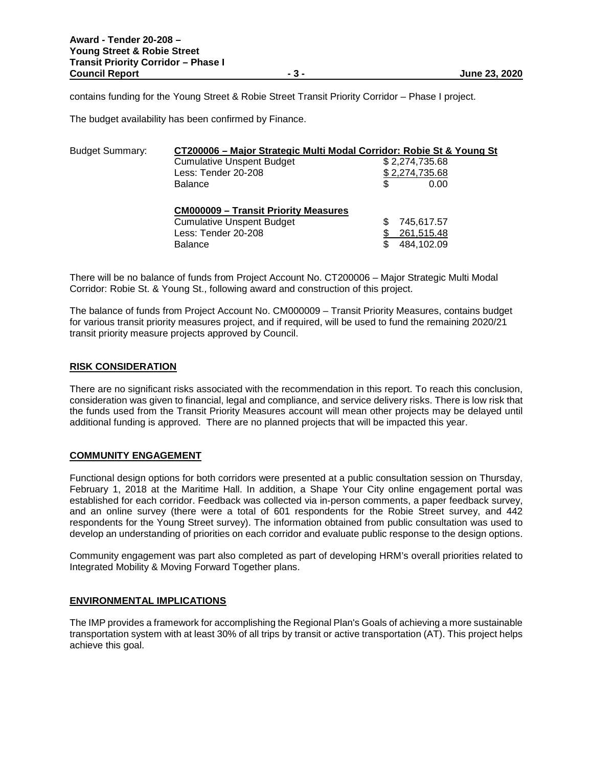contains funding for the Young Street & Robie Street Transit Priority Corridor – Phase I project.

The budget availability has been confirmed by Finance.

Budget Summary:

| **CT200006 – Major Strategic Multi Modal Corridor: Robie St & Young St** | |
|---|---|
| Cumulative Unspent Budget | $ 2,274,735.68 |
| Less: Tender 20-208 | $ 2,274,735.68 |
| Balance | $ 0.00 |

| **CM000009 – Transit Priority Measures** | |
|---|---|
| Cumulative Unspent Budget | $ 745,617.57 |
| Less: Tender 20-208 | $ 261,515.48 |
| Balance | $ 484,102.09 |

There will be no balance of funds from Project Account No. CT200006 – Major Strategic Multi Modal Corridor: Robie St. & Young St., following award and construction of this project.

The balance of funds from Project Account No. CM000009 – Transit Priority Measures, contains budget for various transit priority measures project, and if required, will be used to fund the remaining 2020/21 transit priority measure projects approved by Council.

## RISK CONSIDERATION

There are no significant risks associated with the recommendation in this report. To reach this conclusion, consideration was given to financial, legal and compliance, and service delivery risks. There is low risk that the funds used from the Transit Priority Measures account will mean other projects may be delayed until additional funding is approved. There are no planned projects that will be impacted this year.

## COMMUNITY ENGAGEMENT

Functional design options for both corridors were presented at a public consultation session on Thursday, February 1, 2018 at the Maritime Hall. In addition, a Shape Your City online engagement portal was established for each corridor. Feedback was collected via in-person comments, a paper feedback survey, and an online survey (there were a total of 601 respondents for the Robie Street survey, and 442 respondents for the Young Street survey). The information obtained from public consultation was used to develop an understanding of priorities on each corridor and evaluate public response to the design options.

Community engagement was part also completed as part of developing HRM's overall priorities related to Integrated Mobility & Moving Forward Together plans.

## ENVIRONMENTAL IMPLICATIONS

The IMP provides a framework for accomplishing the Regional Plan's Goals of achieving a more sustainable transportation system with at least 30% of all trips by transit or active transportation (AT). This project helps achieve this goal.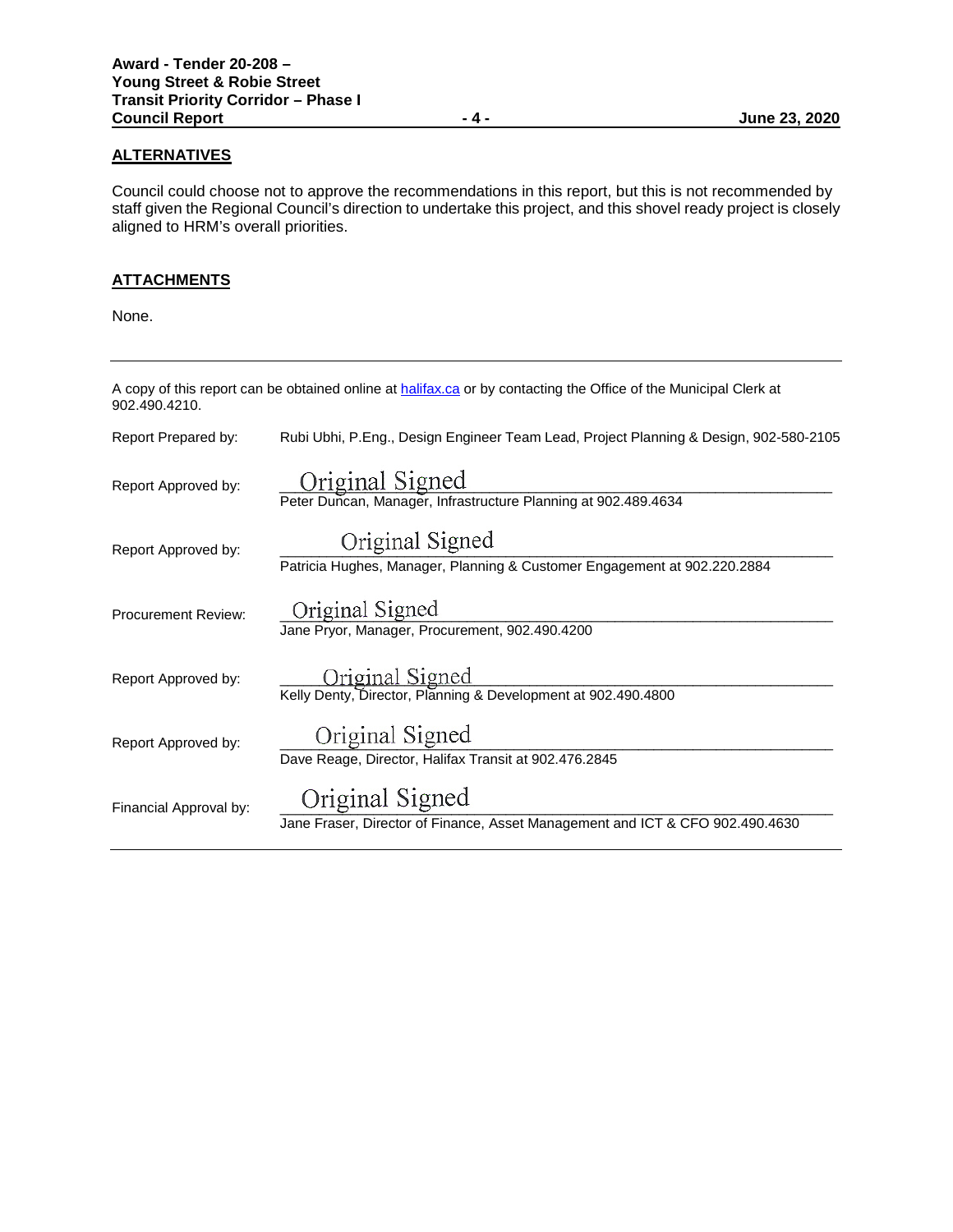## ALTERNATIVES

Council could choose not to approve the recommendations in this report, but this is not recommended by staff given the Regional Council's direction to undertake this project, and this shovel ready project is closely aligned to HRM's overall priorities.

## ATTACHMENTS

None.

---

A copy of this report can be obtained online at [halifax.ca](halifax.ca) or by contacting the Office of the Municipal Clerk at 902.490.4210.

| | |
|---|---|
| Report Prepared by: | Rubi Ubhi, P.Eng., Design Engineer Team Lead, Project Planning & Design, 902-580-2105 |
| Report Approved by: | Original Signed<br>Peter Duncan, Manager, Infrastructure Planning at 902.489.4634 |
| Report Approved by: | Original Signed<br>Patricia Hughes, Manager, Planning & Customer Engagement at 902.220.2884 |
| Procurement Review: | Original Signed<br>Jane Pryor, Manager, Procurement, 902.490.4200 |
| Report Approved by: | Original Signed<br>Kelly Denty, Director, Planning & Development at 902.490.4800 |
| Report Approved by: | Original Signed<br>Dave Reage, Director, Halifax Transit at 902.476.2845 |
| Financial Approval by: | Original Signed<br>Jane Fraser, Director of Finance, Asset Management and ICT & CFO 902.490.4630 |